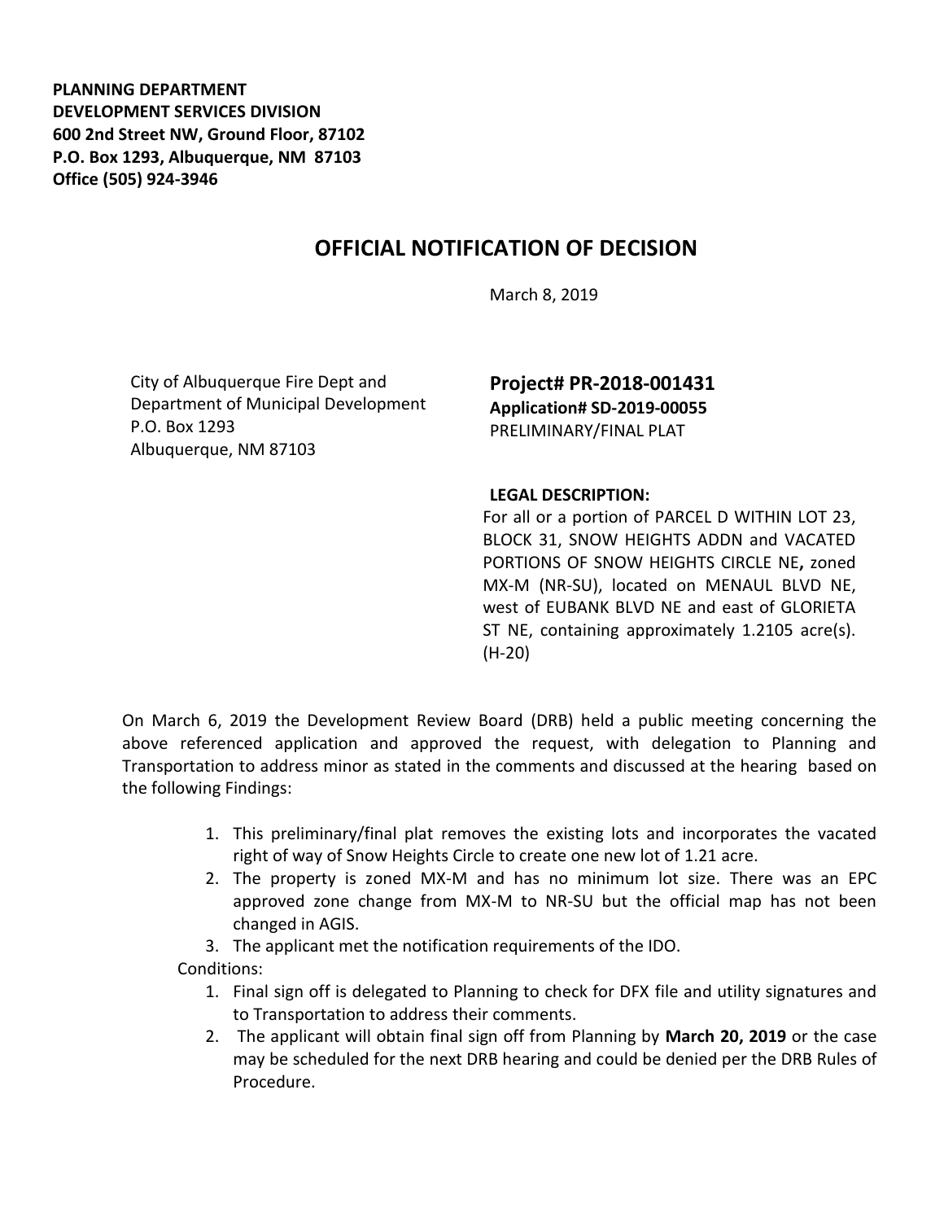**PLANNING DEPARTMENT**
**DEVELOPMENT SERVICES DIVISION**
**600 2nd Street NW, Ground Floor, 87102**
**P.O. Box 1293, Albuquerque, NM 87103**
**Office (505) 924-3946**

# OFFICIAL NOTIFICATION OF DECISION

March 8, 2019

City of Albuquerque Fire Dept and
Department of Municipal Development
P.O. Box 1293
Albuquerque, NM 87103

**Project# PR-2018-001431**
**Application# SD-2019-00055**
PRELIMINARY/FINAL PLAT

**LEGAL DESCRIPTION:**
For all or a portion of PARCEL D WITHIN LOT 23, BLOCK 31, SNOW HEIGHTS ADDN and VACATED PORTIONS OF SNOW HEIGHTS CIRCLE NE**,** zoned MX-M (NR-SU), located on MENAUL BLVD NE, west of EUBANK BLVD NE and east of GLORIETA ST NE, containing approximately 1.2105 acre(s). (H-20)

On March 6, 2019 the Development Review Board (DRB) held a public meeting concerning the above referenced application and approved the request, with delegation to Planning and Transportation to address minor as stated in the comments and discussed at the hearing based on the following Findings:

1. This preliminary/final plat removes the existing lots and incorporates the vacated right of way of Snow Heights Circle to create one new lot of 1.21 acre.
2. The property is zoned MX-M and has no minimum lot size. There was an EPC approved zone change from MX-M to NR-SU but the official map has not been changed in AGIS.
3. The applicant met the notification requirements of the IDO.

Conditions:

1. Final sign off is delegated to Planning to check for DFX file and utility signatures and to Transportation to address their comments.
2. The applicant will obtain final sign off from Planning by **March 20, 2019** or the case may be scheduled for the next DRB hearing and could be denied per the DRB Rules of Procedure.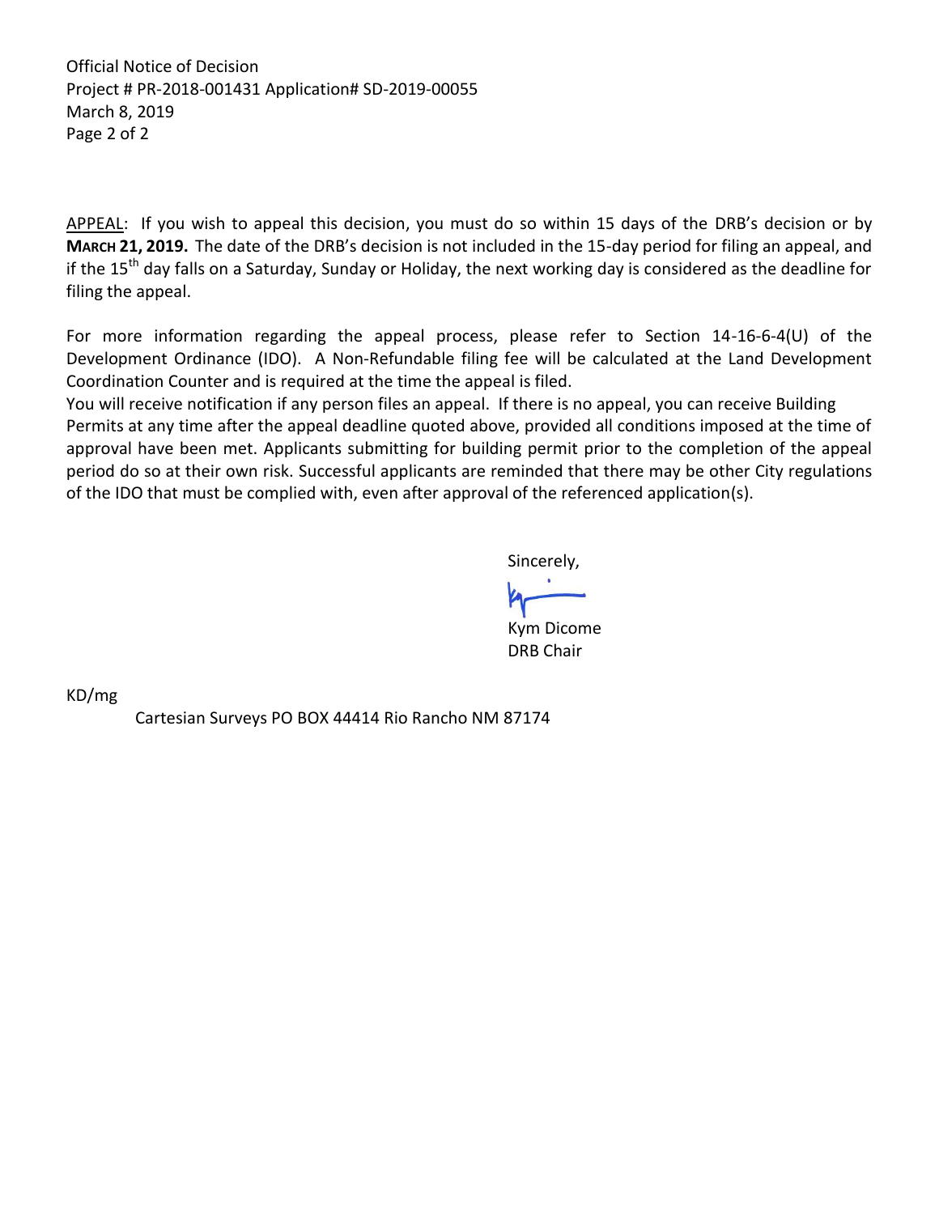APPEAL: If you wish to appeal this decision, you must do so within 15 days of the DRB's decision or by **MARCH 21, 2019.** The date of the DRB's decision is not included in the 15-day period for filing an appeal, and if the 15th day falls on a Saturday, Sunday or Holiday, the next working day is considered as the deadline for filing the appeal.

For more information regarding the appeal process, please refer to Section 14-16-6-4(U) of the Development Ordinance (IDO). A Non-Refundable filing fee will be calculated at the Land Development Coordination Counter and is required at the time the appeal is filed.
You will receive notification if any person files an appeal. If there is no appeal, you can receive Building Permits at any time after the appeal deadline quoted above, provided all conditions imposed at the time of approval have been met. Applicants submitting for building permit prior to the completion of the appeal period do so at their own risk. Successful applicants are reminded that there may be other City regulations of the IDO that must be complied with, even after approval of the referenced application(s).

Sincerely,

Kym Dicome
DRB Chair

KD/mg

Cartesian Surveys PO BOX 44414 Rio Rancho NM 87174